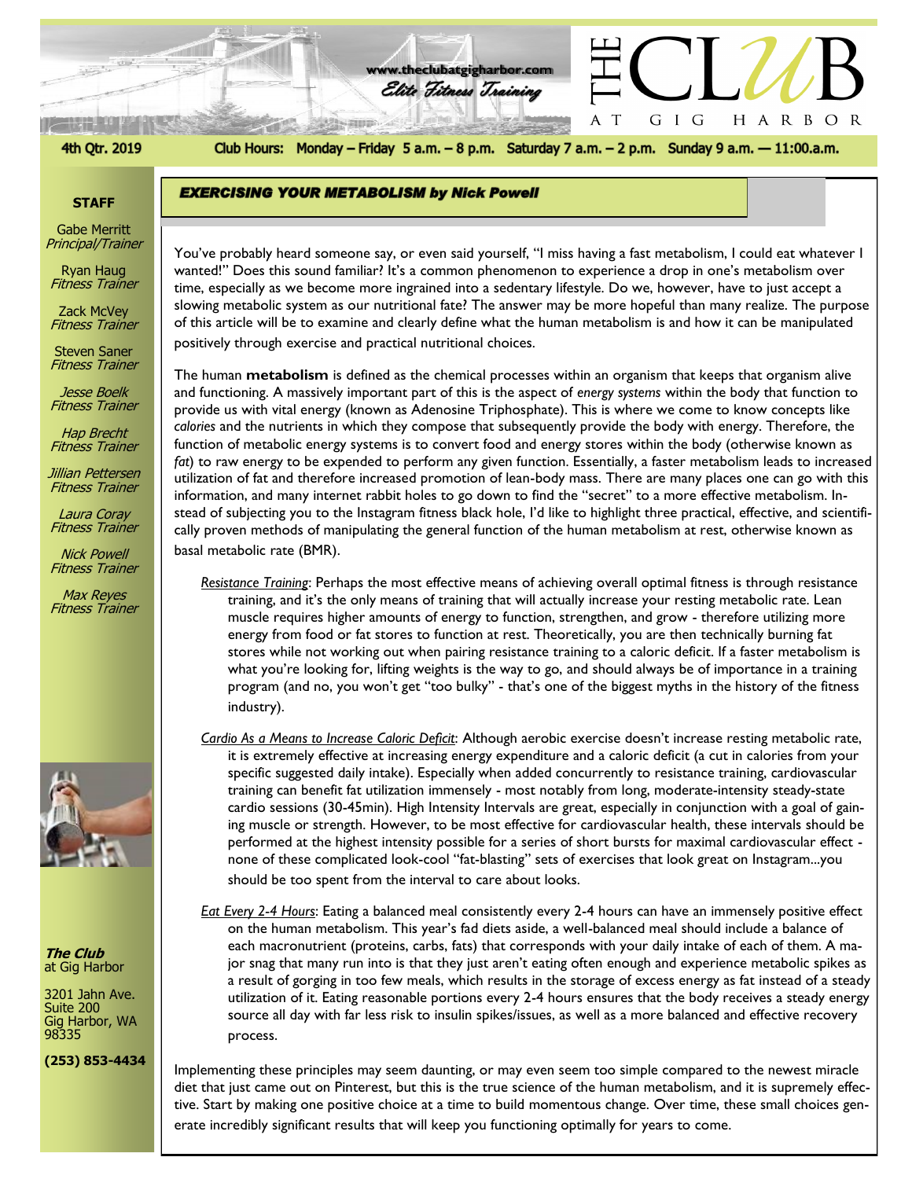www.theclubatgigharbor.com

*Elite Fitness Training*

# THE CLUB AT GIG HARBOR

4th Qtr. 2019

Club Hours: Monday – Friday 5 a.m. – 8 p.m. Saturday 7 a.m. – 2 p.m. Sunday 9 a.m. — 11:00.a.m.

**STAFF**

Gabe Merritt
*Principal/Trainer*

Ryan Haug
*Fitness Trainer*

Zack McVey
*Fitness Trainer*

Steven Saner
*Fitness Trainer*

*Jesse Boelk*
*Fitness Trainer*

*Hap Brecht*
*Fitness Trainer*

*Jillian Pettersen*
*Fitness Trainer*

*Laura Coray*
*Fitness Trainer*

*Nick Powell*
*Fitness Trainer*

*Max Reyes*
*Fitness Trainer*

***The Club***
at Gig Harbor

3201 Jahn Ave.
Suite 200
Gig Harbor, WA
98335

**(253) 853-4434**

## *EXERCISING YOUR METABOLISM by Nick Powell*

You've probably heard someone say, or even said yourself, "I miss having a fast metabolism, I could eat whatever I wanted!" Does this sound familiar? It's a common phenomenon to experience a drop in one's metabolism over time, especially as we become more ingrained into a sedentary lifestyle. Do we, however, have to just accept a slowing metabolic system as our nutritional fate? The answer may be more hopeful than many realize. The purpose of this article will be to examine and clearly define what the human metabolism is and how it can be manipulated positively through exercise and practical nutritional choices.

The human **metabolism** is defined as the chemical processes within an organism that keeps that organism alive and functioning. A massively important part of this is the aspect of *energy systems* within the body that function to provide us with vital energy (known as Adenosine Triphosphate). This is where we come to know concepts like *calories* and the nutrients in which they compose that subsequently provide the body with energy. Therefore, the function of metabolic energy systems is to convert food and energy stores within the body (otherwise known as *fat*) to raw energy to be expended to perform any given function. Essentially, a faster metabolism leads to increased utilization of fat and therefore increased promotion of lean-body mass. There are many places one can go with this information, and many internet rabbit holes to go down to find the "secret" to a more effective metabolism. Instead of subjecting you to the Instagram fitness black hole, I'd like to highlight three practical, effective, and scientifically proven methods of manipulating the general function of the human metabolism at rest, otherwise known as basal metabolic rate (BMR).

*Resistance Training*: Perhaps the most effective means of achieving overall optimal fitness is through resistance training, and it's the only means of training that will actually increase your resting metabolic rate. Lean muscle requires higher amounts of energy to function, strengthen, and grow - therefore utilizing more energy from food or fat stores to function at rest. Theoretically, you are then technically burning fat stores while not working out when pairing resistance training to a caloric deficit. If a faster metabolism is what you're looking for, lifting weights is the way to go, and should always be of importance in a training program (and no, you won't get "too bulky" - that's one of the biggest myths in the history of the fitness industry).

*Cardio As a Means to Increase Caloric Deficit*: Although aerobic exercise doesn't increase resting metabolic rate, it is extremely effective at increasing energy expenditure and a caloric deficit (a cut in calories from your specific suggested daily intake). Especially when added concurrently to resistance training, cardiovascular training can benefit fat utilization immensely - most notably from long, moderate-intensity steady-state cardio sessions (30-45min). High Intensity Intervals are great, especially in conjunction with a goal of gaining muscle or strength. However, to be most effective for cardiovascular health, these intervals should be performed at the highest intensity possible for a series of short bursts for maximal cardiovascular effect - none of these complicated look-cool "fat-blasting" sets of exercises that look great on Instagram...you should be too spent from the interval to care about looks.

*Eat Every 2-4 Hours*: Eating a balanced meal consistently every 2-4 hours can have an immensely positive effect on the human metabolism. This year's fad diets aside, a well-balanced meal should include a balance of each macronutrient (proteins, carbs, fats) that corresponds with your daily intake of each of them. A major snag that many run into is that they just aren't eating often enough and experience metabolic spikes as a result of gorging in too few meals, which results in the storage of excess energy as fat instead of a steady utilization of it. Eating reasonable portions every 2-4 hours ensures that the body receives a steady energy source all day with far less risk to insulin spikes/issues, as well as a more balanced and effective recovery process.

Implementing these principles may seem daunting, or may even seem too simple compared to the newest miracle diet that just came out on Pinterest, but this is the true science of the human metabolism, and it is supremely effective. Start by making one positive choice at a time to build momentous change. Over time, these small choices generate incredibly significant results that will keep you functioning optimally for years to come.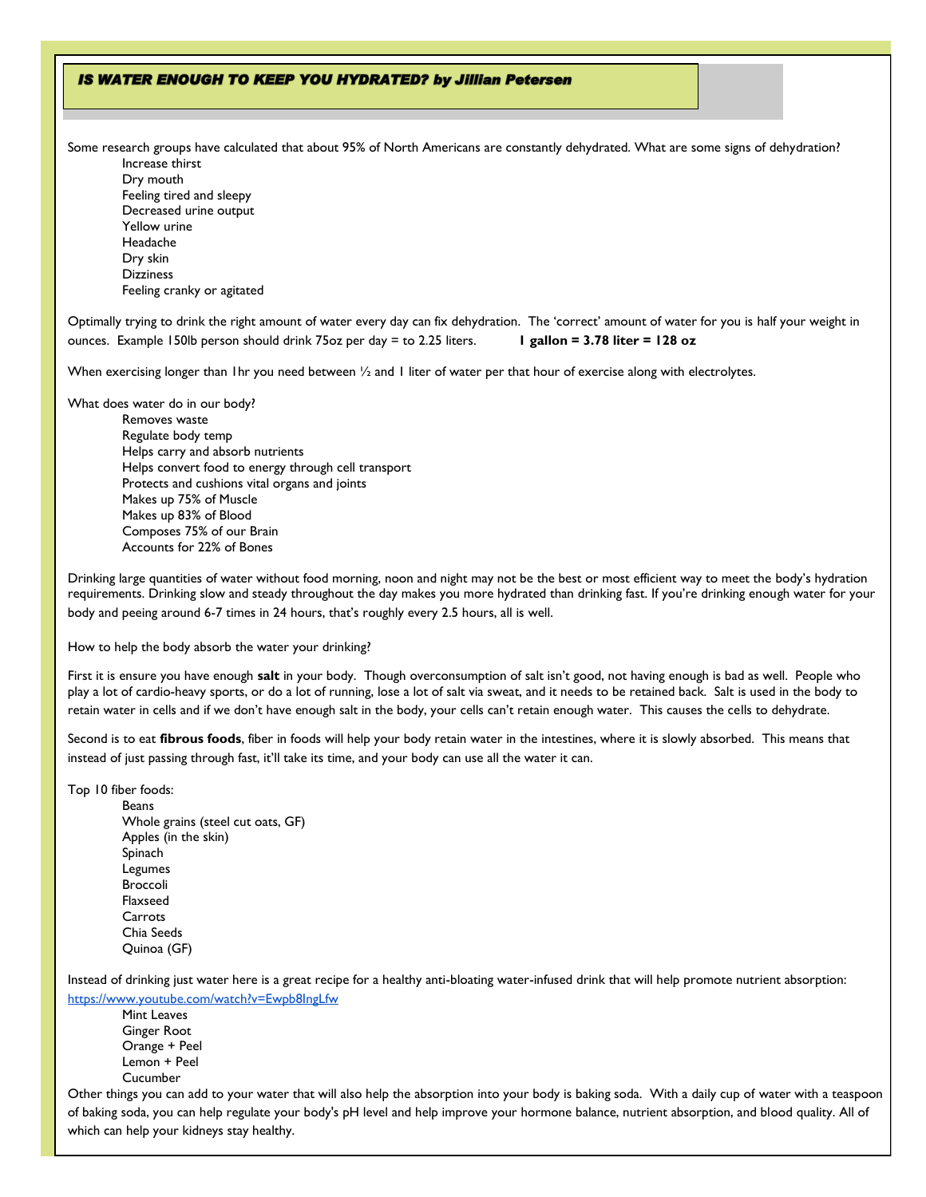## *IS WATER ENOUGH TO KEEP YOU HYDRATED? by Jillian Petersen*

Some research groups have calculated that about 95% of North Americans are constantly dehydrated. What are some signs of dehydration?

- Increase thirst
- Dry mouth
- Feeling tired and sleepy
- Decreased urine output
- Yellow urine
- Headache
- Dry skin
- Dizziness
- Feeling cranky or agitated

Optimally trying to drink the right amount of water every day can fix dehydration. The 'correct' amount of water for you is half your weight in ounces. Example 150lb person should drink 75oz per day = to 2.25 liters. **1 gallon = 3.78 liter = 128 oz**

When exercising longer than 1hr you need between ½ and 1 liter of water per that hour of exercise along with electrolytes.

What does water do in our body?

- Removes waste
- Regulate body temp
- Helps carry and absorb nutrients
- Helps convert food to energy through cell transport
- Protects and cushions vital organs and joints
- Makes up 75% of Muscle
- Makes up 83% of Blood
- Composes 75% of our Brain
- Accounts for 22% of Bones

Drinking large quantities of water without food morning, noon and night may not be the best or most efficient way to meet the body's hydration requirements. Drinking slow and steady throughout the day makes you more hydrated than drinking fast. If you're drinking enough water for your body and peeing around 6-7 times in 24 hours, that's roughly every 2.5 hours, all is well.

How to help the body absorb the water your drinking?

First it is ensure you have enough **salt** in your body. Though overconsumption of salt isn't good, not having enough is bad as well. People who play a lot of cardio-heavy sports, or do a lot of running, lose a lot of salt via sweat, and it needs to be retained back. Salt is used in the body to retain water in cells and if we don't have enough salt in the body, your cells can't retain enough water. This causes the cells to dehydrate.

Second is to eat **fibrous foods**, fiber in foods will help your body retain water in the intestines, where it is slowly absorbed. This means that instead of just passing through fast, it'll take its time, and your body can use all the water it can.

Top 10 fiber foods:

- Beans
- Whole grains (steel cut oats, GF)
- Apples (in the skin)
- Spinach
- Legumes
- Broccoli
- Flaxseed
- Carrots
- Chia Seeds
- Quinoa (GF)

Instead of drinking just water here is a great recipe for a healthy anti-bloating water-infused drink that will help promote nutrient absorption: https://www.youtube.com/watch?v=Ewpb8lngLfw

- Mint Leaves
- Ginger Root
- Orange + Peel
- Lemon + Peel
- Cucumber

Other things you can add to your water that will also help the absorption into your body is baking soda. With a daily cup of water with a teaspoon of baking soda, you can help regulate your body's pH level and help improve your hormone balance, nutrient absorption, and blood quality. All of which can help your kidneys stay healthy.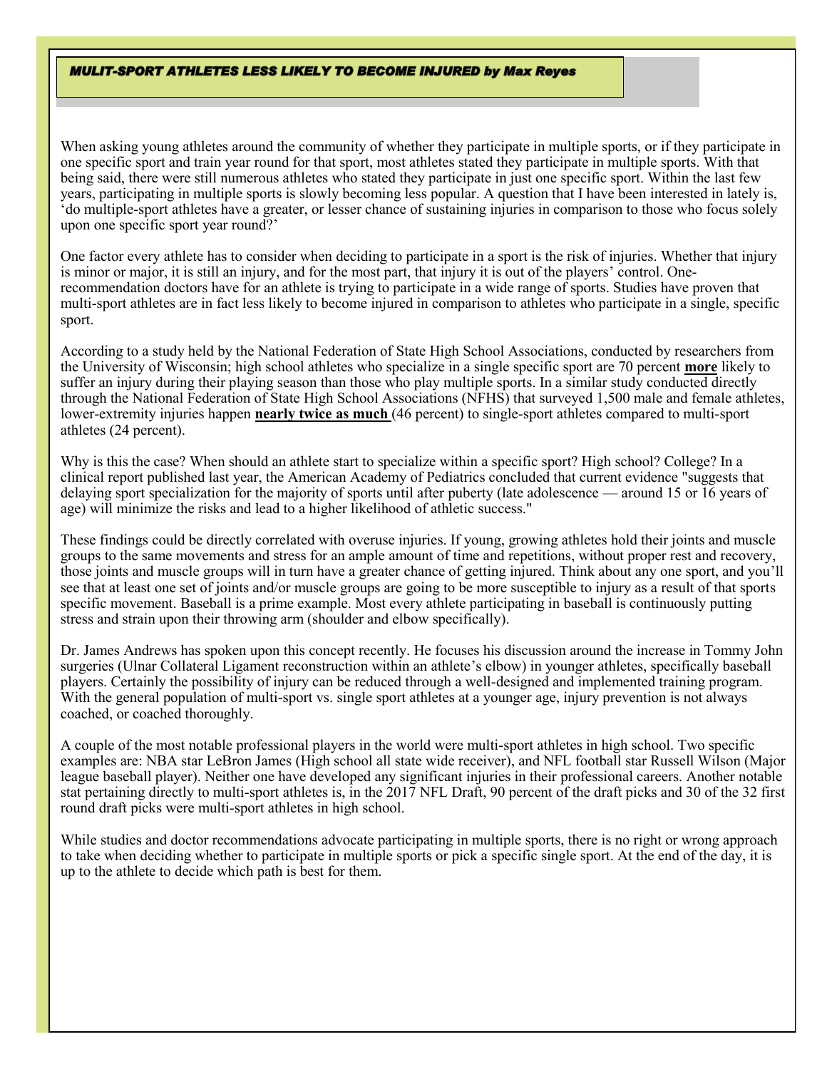***MULIT-SPORT ATHLETES LESS LIKELY TO BECOME INJURED by Max Reyes***

When asking young athletes around the community of whether they participate in multiple sports, or if they participate in one specific sport and train year round for that sport, most athletes stated they participate in multiple sports. With that being said, there were still numerous athletes who stated they participate in just one specific sport. Within the last few years, participating in multiple sports is slowly becoming less popular. A question that I have been interested in lately is, 'do multiple-sport athletes have a greater, or lesser chance of sustaining injuries in comparison to those who focus solely upon one specific sport year round?'

One factor every athlete has to consider when deciding to participate in a sport is the risk of injuries. Whether that injury is minor or major, it is still an injury, and for the most part, that injury it is out of the players' control. One-recommendation doctors have for an athlete is trying to participate in a wide range of sports. Studies have proven that multi-sport athletes are in fact less likely to become injured in comparison to athletes who participate in a single, specific sport.

According to a study held by the National Federation of State High School Associations, conducted by researchers from the University of Wisconsin; high school athletes who specialize in a single specific sport are 70 percent **more** likely to suffer an injury during their playing season than those who play multiple sports. In a similar study conducted directly through the National Federation of State High School Associations (NFHS) that surveyed 1,500 male and female athletes, lower-extremity injuries happen **nearly twice as much** (46 percent) to single-sport athletes compared to multi-sport athletes (24 percent).

Why is this the case? When should an athlete start to specialize within a specific sport? High school? College? In a clinical report published last year, the American Academy of Pediatrics concluded that current evidence "suggests that delaying sport specialization for the majority of sports until after puberty (late adolescence — around 15 or 16 years of age) will minimize the risks and lead to a higher likelihood of athletic success."

These findings could be directly correlated with overuse injuries. If young, growing athletes hold their joints and muscle groups to the same movements and stress for an ample amount of time and repetitions, without proper rest and recovery, those joints and muscle groups will in turn have a greater chance of getting injured. Think about any one sport, and you'll see that at least one set of joints and/or muscle groups are going to be more susceptible to injury as a result of that sports specific movement. Baseball is a prime example. Most every athlete participating in baseball is continuously putting stress and strain upon their throwing arm (shoulder and elbow specifically).

Dr. James Andrews has spoken upon this concept recently. He focuses his discussion around the increase in Tommy John surgeries (Ulnar Collateral Ligament reconstruction within an athlete's elbow) in younger athletes, specifically baseball players. Certainly the possibility of injury can be reduced through a well-designed and implemented training program. With the general population of multi-sport vs. single sport athletes at a younger age, injury prevention is not always coached, or coached thoroughly.

A couple of the most notable professional players in the world were multi-sport athletes in high school. Two specific examples are: NBA star LeBron James (High school all state wide receiver), and NFL football star Russell Wilson (Major league baseball player). Neither one have developed any significant injuries in their professional careers. Another notable stat pertaining directly to multi-sport athletes is, in the 2017 NFL Draft, 90 percent of the draft picks and 30 of the 32 first round draft picks were multi-sport athletes in high school.

While studies and doctor recommendations advocate participating in multiple sports, there is no right or wrong approach to take when deciding whether to participate in multiple sports or pick a specific single sport. At the end of the day, it is up to the athlete to decide which path is best for them.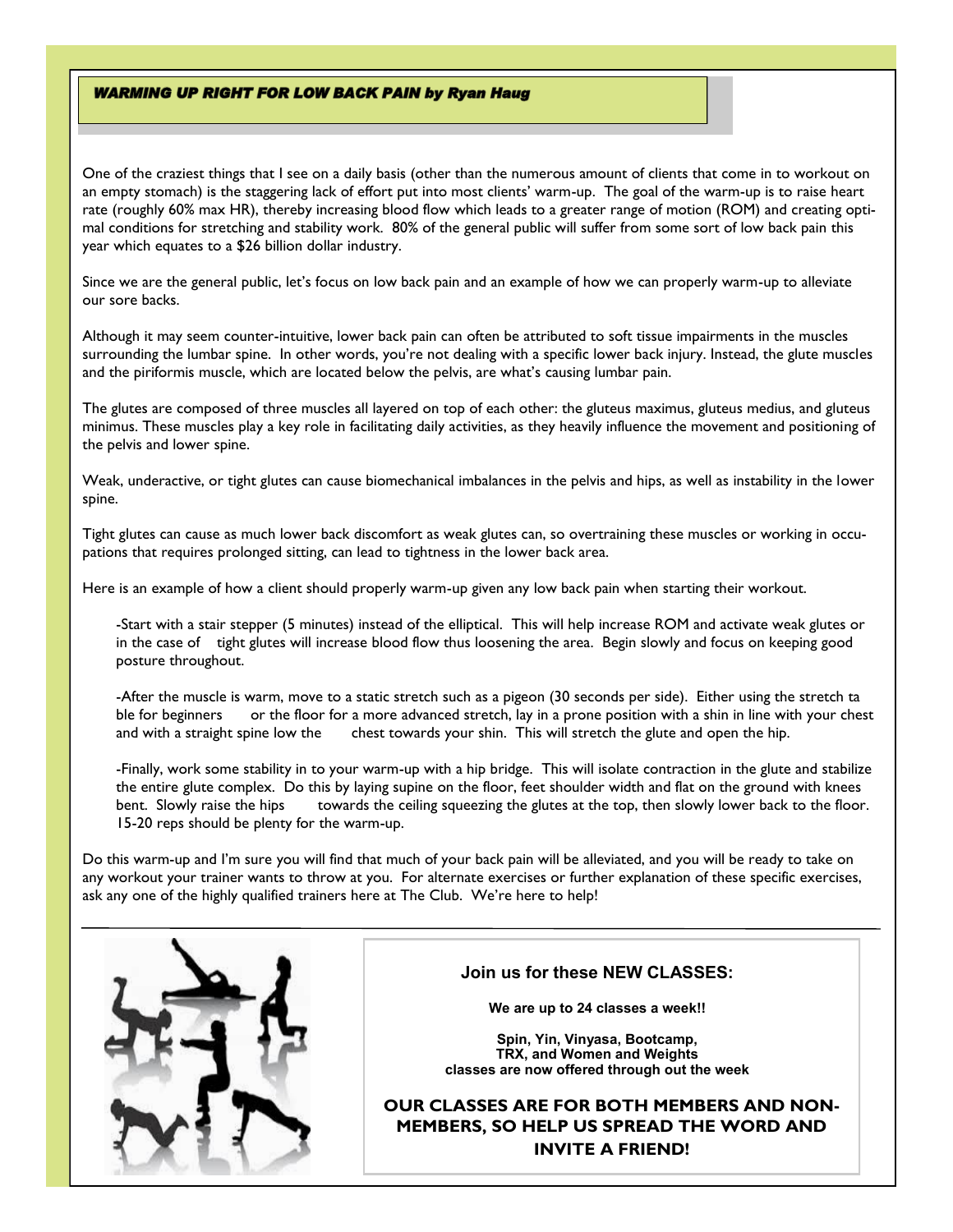## *WARMING UP RIGHT FOR LOW BACK PAIN by Ryan Haug*

One of the craziest things that I see on a daily basis (other than the numerous amount of clients that come in to workout on an empty stomach) is the staggering lack of effort put into most clients' warm-up. The goal of the warm-up is to raise heart rate (roughly 60% max HR), thereby increasing blood flow which leads to a greater range of motion (ROM) and creating optimal conditions for stretching and stability work. 80% of the general public will suffer from some sort of low back pain this year which equates to a $26 billion dollar industry.

Since we are the general public, let's focus on low back pain and an example of how we can properly warm-up to alleviate our sore backs.

Although it may seem counter-intuitive, lower back pain can often be attributed to soft tissue impairments in the muscles surrounding the lumbar spine. In other words, you're not dealing with a specific lower back injury. Instead, the glute muscles and the piriformis muscle, which are located below the pelvis, are what's causing lumbar pain.

The glutes are composed of three muscles all layered on top of each other: the gluteus maximus, gluteus medius, and gluteus minimus. These muscles play a key role in facilitating daily activities, as they heavily influence the movement and positioning of the pelvis and lower spine.

Weak, underactive, or tight glutes can cause biomechanical imbalances in the pelvis and hips, as well as instability in the lower spine.

Tight glutes can cause as much lower back discomfort as weak glutes can, so overtraining these muscles or working in occupations that requires prolonged sitting, can lead to tightness in the lower back area.

Here is an example of how a client should properly warm-up given any low back pain when starting their workout.

-Start with a stair stepper (5 minutes) instead of the elliptical. This will help increase ROM and activate weak glutes or in the case of tight glutes will increase blood flow thus loosening the area. Begin slowly and focus on keeping good posture throughout.

-After the muscle is warm, move to a static stretch such as a pigeon (30 seconds per side). Either using the stretch table for beginners or the floor for a more advanced stretch, lay in a prone position with a shin in line with your chest and with a straight spine low the chest towards your shin. This will stretch the glute and open the hip.

-Finally, work some stability in to your warm-up with a hip bridge. This will isolate contraction in the glute and stabilize the entire glute complex. Do this by laying supine on the floor, feet shoulder width and flat on the ground with knees bent. Slowly raise the hips towards the ceiling squeezing the glutes at the top, then slowly lower back to the floor. 15-20 reps should be plenty for the warm-up.

Do this warm-up and I'm sure you will find that much of your back pain will be alleviated, and you will be ready to take on any workout your trainer wants to throw at you. For alternate exercises or further explanation of these specific exercises, ask any one of the highly qualified trainers here at The Club. We're here to help!

---

### Join us for these NEW CLASSES:

**We are up to 24 classes a week!!**

**Spin, Yin, Vinyasa, Bootcamp, TRX, and Women and Weights classes are now offered through out the week**

**OUR CLASSES ARE FOR BOTH MEMBERS AND NON-MEMBERS, SO HELP US SPREAD THE WORD AND INVITE A FRIEND!**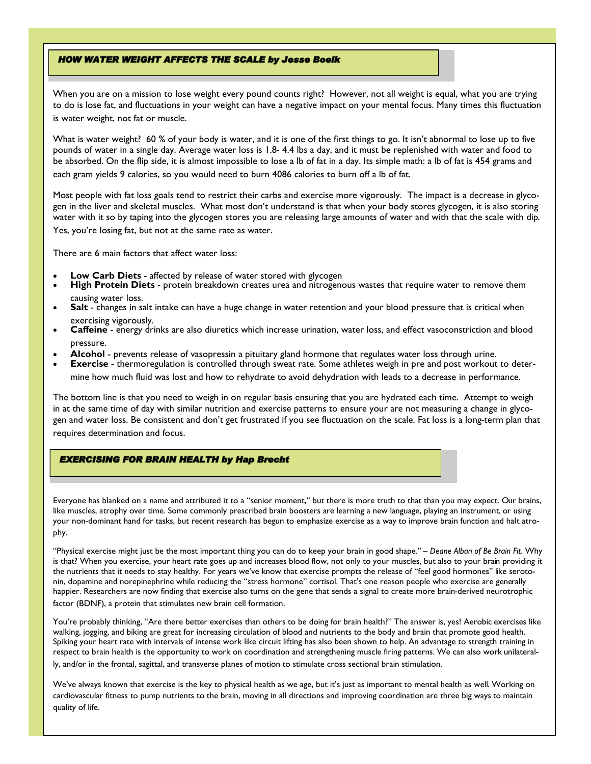## *HOW WATER WEIGHT AFFECTS THE SCALE by Jesse Boelk*

When you are on a mission to lose weight every pound counts right? However, not all weight is equal, what you are trying to do is lose fat, and fluctuations in your weight can have a negative impact on your mental focus. Many times this fluctuation is water weight, not fat or muscle.

What is water weight? 60 % of your body is water, and it is one of the first things to go. It isn't abnormal to lose up to five pounds of water in a single day. Average water loss is 1.8- 4.4 lbs a day, and it must be replenished with water and food to be absorbed. On the flip side, it is almost impossible to lose a lb of fat in a day. Its simple math: a lb of fat is 454 grams and each gram yields 9 calories, so you would need to burn 4086 calories to burn off a lb of fat.

Most people with fat loss goals tend to restrict their carbs and exercise more vigorously. The impact is a decrease in glycogen in the liver and skeletal muscles. What most don't understand is that when your body stores glycogen, it is also storing water with it so by taping into the glycogen stores you are releasing large amounts of water and with that the scale with dip. Yes, you're losing fat, but not at the same rate as water.

There are 6 main factors that affect water loss:

- **Low Carb Diets** - affected by release of water stored with glycogen
- **High Protein Diets** - protein breakdown creates urea and nitrogenous wastes that require water to remove them causing water loss.
- **Salt** - changes in salt intake can have a huge change in water retention and your blood pressure that is critical when exercising vigorously.
- **Caffeine** - energy drinks are also diuretics which increase urination, water loss, and effect vasoconstriction and blood pressure.
- **Alcohol** - prevents release of vasopressin a pituitary gland hormone that regulates water loss through urine.
- **Exercise** - thermoregulation is controlled through sweat rate. Some athletes weigh in pre and post workout to determine how much fluid was lost and how to rehydrate to avoid dehydration with leads to a decrease in performance.

The bottom line is that you need to weigh in on regular basis ensuring that you are hydrated each time. Attempt to weigh in at the same time of day with similar nutrition and exercise patterns to ensure your are not measuring a change in glycogen and water loss. Be consistent and don't get frustrated if you see fluctuation on the scale. Fat loss is a long-term plan that requires determination and focus.

## *EXERCISING FOR BRAIN HEALTH by Hap Brecht*

Everyone has blanked on a name and attributed it to a "senior moment," but there is more truth to that than you may expect. Our brains, like muscles, atrophy over time. Some commonly prescribed brain boosters are learning a new language, playing an instrument, or using your non-dominant hand for tasks, but recent research has begun to emphasize exercise as a way to improve brain function and halt atrophy.

"Physical exercise might just be the most important thing you can do to keep your brain in good shape." – *Deane Alban of Be Brain Fit*. Why is that? When you exercise, your heart rate goes up and increases blood flow, not only to your muscles, but also to your brain providing it the nutrients that it needs to stay healthy. For years we've know that exercise prompts the release of "feel good hormones" like serotonin, dopamine and norepinephrine while reducing the "stress hormone" cortisol. That's one reason people who exercise are generally happier. Researchers are now finding that exercise also turns on the gene that sends a signal to create more brain-derived neurotrophic factor (BDNF), a protein that stimulates new brain cell formation.

You're probably thinking, "Are there better exercises than others to be doing for brain health?" The answer is, yes! Aerobic exercises like walking, jogging, and biking are great for increasing circulation of blood and nutrients to the body and brain that promote good health. Spiking your heart rate with intervals of intense work like circuit lifting has also been shown to help. An advantage to strength training in respect to brain health is the opportunity to work on coordination and strengthening muscle firing patterns. We can also work unilaterally, and/or in the frontal, sagittal, and transverse planes of motion to stimulate cross sectional brain stimulation.

We've always known that exercise is the key to physical health as we age, but it's just as important to mental health as well. Working on cardiovascular fitness to pump nutrients to the brain, moving in all directions and improving coordination are three big ways to maintain quality of life.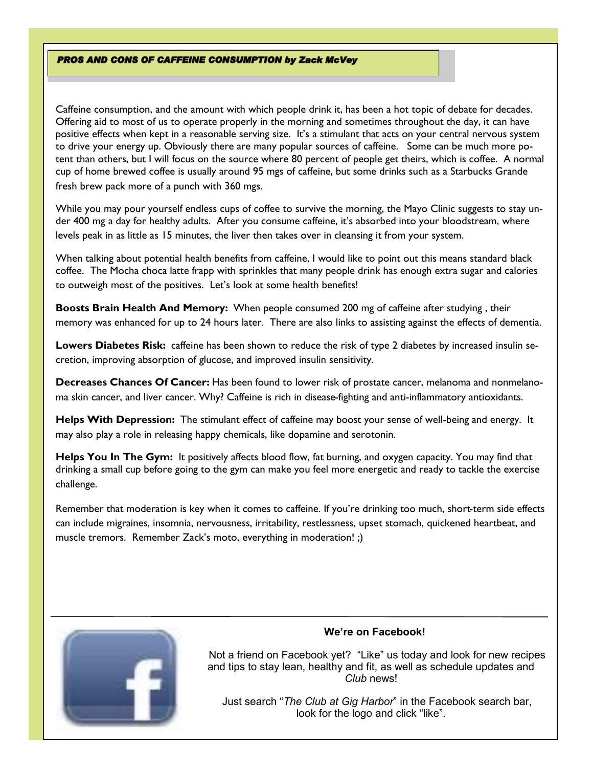## ***PROS AND CONS OF CAFFEINE CONSUMPTION by Zack McVey***

Caffeine consumption, and the amount with which people drink it, has been a hot topic of debate for decades. Offering aid to most of us to operate properly in the morning and sometimes throughout the day, it can have positive effects when kept in a reasonable serving size. It's a stimulant that acts on your central nervous system to drive your energy up. Obviously there are many popular sources of caffeine. Some can be much more potent than others, but I will focus on the source where 80 percent of people get theirs, which is coffee. A normal cup of home brewed coffee is usually around 95 mgs of caffeine, but some drinks such as a Starbucks Grande fresh brew pack more of a punch with 360 mgs.

While you may pour yourself endless cups of coffee to survive the morning, the Mayo Clinic suggests to stay under 400 mg a day for healthy adults. After you consume caffeine, it's absorbed into your bloodstream, where levels peak in as little as 15 minutes, the liver then takes over in cleansing it from your system.

When talking about potential health benefits from caffeine, I would like to point out this means standard black coffee. The Mocha choca latte frapp with sprinkles that many people drink has enough extra sugar and calories to outweigh most of the positives. Let's look at some health benefits!

**Boosts Brain Health And Memory:** When people consumed 200 mg of caffeine after studying , their memory was enhanced for up to 24 hours later. There are also links to assisting against the effects of dementia.

**Lowers Diabetes Risk:** caffeine has been shown to reduce the risk of type 2 diabetes by increased insulin secretion, improving absorption of glucose, and improved insulin sensitivity.

**Decreases Chances Of Cancer:** Has been found to lower risk of prostate cancer, melanoma and nonmelanoma skin cancer, and liver cancer. Why? Caffeine is rich in disease-fighting and anti-inflammatory antioxidants.

**Helps With Depression:** The stimulant effect of caffeine may boost your sense of well-being and energy. It may also play a role in releasing happy chemicals, like dopamine and serotonin.

**Helps You In The Gym:** It positively affects blood flow, fat burning, and oxygen capacity. You may find that drinking a small cup before going to the gym can make you feel more energetic and ready to tackle the exercise challenge.

Remember that moderation is key when it comes to caffeine. If you're drinking too much, short-term side effects can include migraines, insomnia, nervousness, irritability, restlessness, upset stomach, quickened heartbeat, and muscle tremors. Remember Zack's moto, everything in moderation! ;)

---

**We're on Facebook!**

Not a friend on Facebook yet? "Like" us today and look for new recipes and tips to stay lean, healthy and fit, as well as schedule updates and *Club* news!

Just search "*The Club at Gig Harbor*" in the Facebook search bar, look for the logo and click "like".